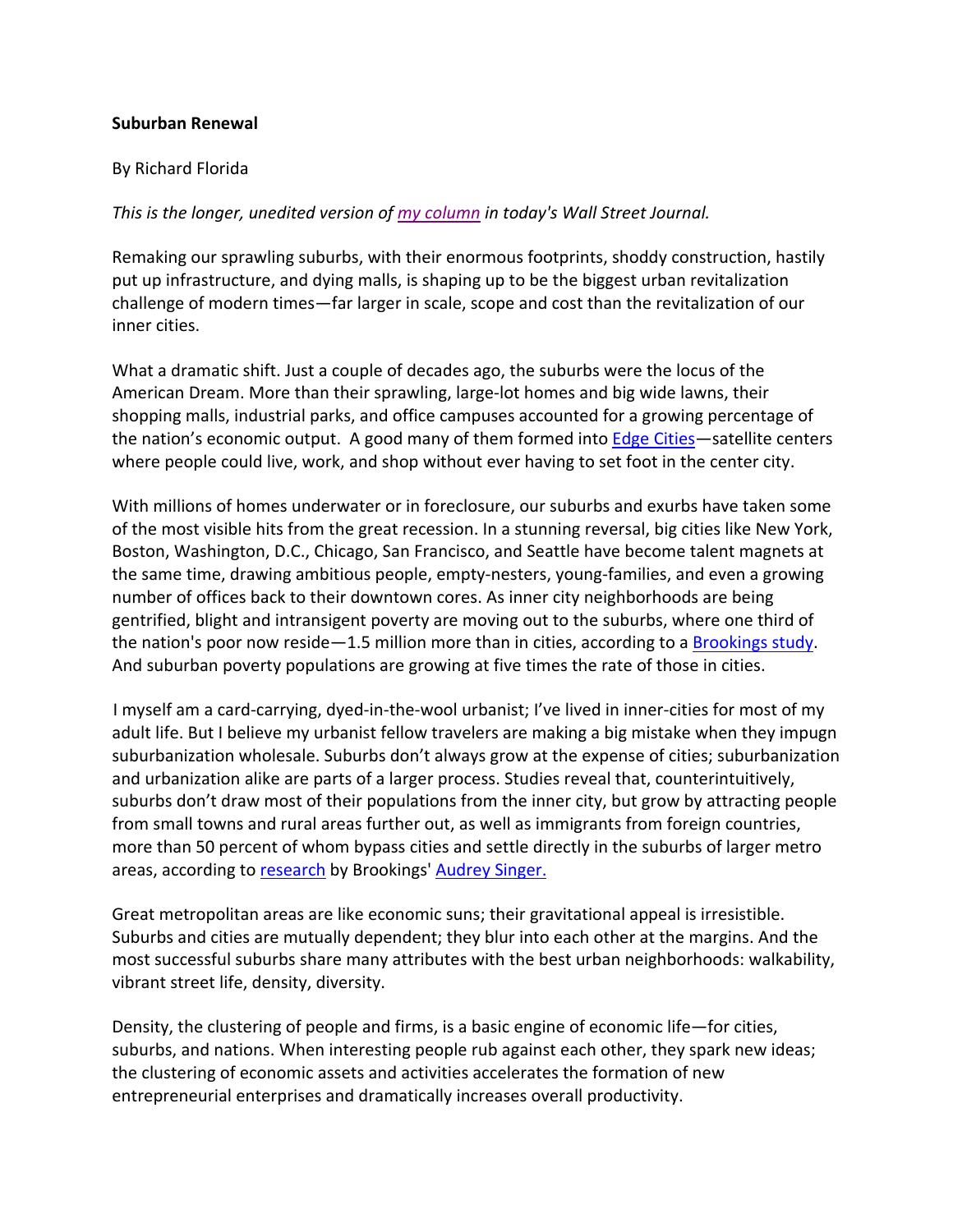**Suburban Renewal**

By Richard Florida

*This is the longer, unedited version of my column in today's Wall Street Journal.*

Remaking our sprawling suburbs, with their enormous footprints, shoddy construction, hastily put up infrastructure, and dying malls, is shaping up to be the biggest urban revitalization challenge of modern times—far larger in scale, scope and cost than the revitalization of our inner cities.

What a dramatic shift. Just a couple of decades ago, the suburbs were the locus of the American Dream. More than their sprawling, large-lot homes and big wide lawns, their shopping malls, industrial parks, and office campuses accounted for a growing percentage of the nation's economic output. A good many of them formed into Edge Cities—satellite centers where people could live, work, and shop without ever having to set foot in the center city.

With millions of homes underwater or in foreclosure, our suburbs and exurbs have taken some of the most visible hits from the great recession. In a stunning reversal, big cities like New York, Boston, Washington, D.C., Chicago, San Francisco, and Seattle have become talent magnets at the same time, drawing ambitious people, empty-nesters, young-families, and even a growing number of offices back to their downtown cores. As inner city neighborhoods are being gentrified, blight and intransigent poverty are moving out to the suburbs, where one third of the nation's poor now reside—1.5 million more than in cities, according to a Brookings study. And suburban poverty populations are growing at five times the rate of those in cities.

I myself am a card-carrying, dyed-in-the-wool urbanist; I've lived in inner-cities for most of my adult life. But I believe my urbanist fellow travelers are making a big mistake when they impugn suburbanization wholesale. Suburbs don't always grow at the expense of cities; suburbanization and urbanization alike are parts of a larger process. Studies reveal that, counterintuitively, suburbs don't draw most of their populations from the inner city, but grow by attracting people from small towns and rural areas further out, as well as immigrants from foreign countries, more than 50 percent of whom bypass cities and settle directly in the suburbs of larger metro areas, according to research by Brookings' Audrey Singer.

Great metropolitan areas are like economic suns; their gravitational appeal is irresistible. Suburbs and cities are mutually dependent; they blur into each other at the margins. And the most successful suburbs share many attributes with the best urban neighborhoods: walkability, vibrant street life, density, diversity.

Density, the clustering of people and firms, is a basic engine of economic life—for cities, suburbs, and nations. When interesting people rub against each other, they spark new ideas; the clustering of economic assets and activities accelerates the formation of new entrepreneurial enterprises and dramatically increases overall productivity.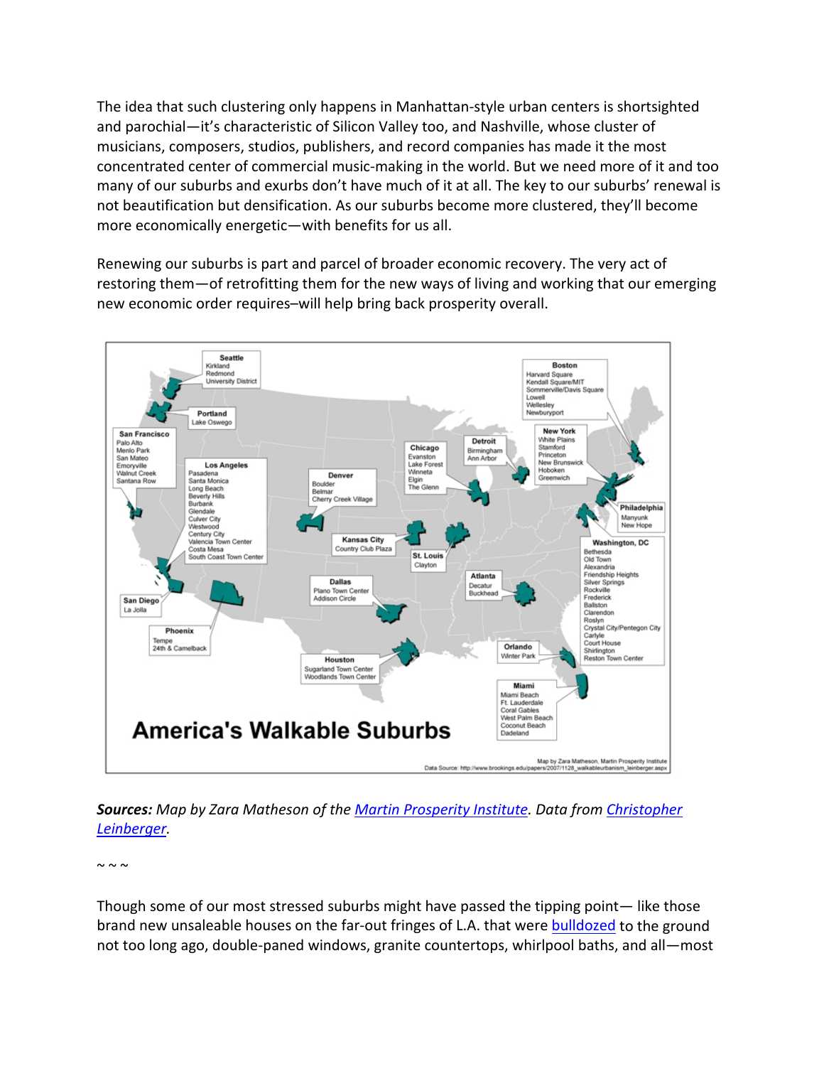The idea that such clustering only happens in Manhattan-style urban centers is shortsighted and parochial—it's characteristic of Silicon Valley too, and Nashville, whose cluster of musicians, composers, studios, publishers, and record companies has made it the most concentrated center of commercial music-making in the world. But we need more of it and too many of our suburbs and exurbs don't have much of it at all. The key to our suburbs' renewal is not beautification but densification. As our suburbs become more clustered, they'll become more economically energetic—with benefits for us all.

Renewing our suburbs is part and parcel of broader economic recovery. The very act of restoring them—of retrofitting them for the new ways of living and working that our emerging new economic order requires–will help bring back prosperity overall.

***Sources:*** *Map by Zara Matheson of the [Martin Prosperity Institute]. Data from [Christopher Leinberger].*

~ ~ ~

Though some of our most stressed suburbs might have passed the tipping point— like those brand new unsaleable houses on the far-out fringes of L.A. that were [bulldozed] to the ground not too long ago, double-paned windows, granite countertops, whirlpool baths, and all—most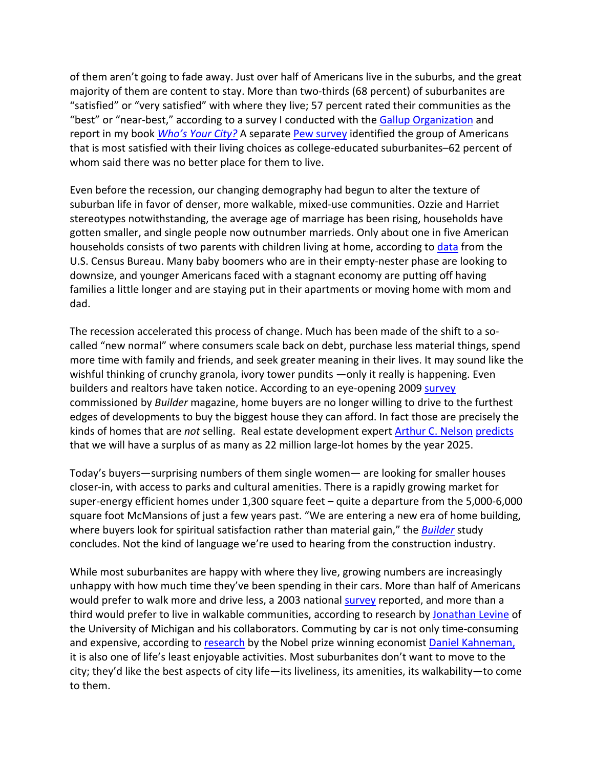of them aren't going to fade away. Just over half of Americans live in the suburbs, and the great majority of them are content to stay. More than two-thirds (68 percent) of suburbanites are "satisfied" or "very satisfied" with where they live; 57 percent rated their communities as the "best" or "near-best," according to a survey I conducted with the Gallup Organization and report in my book *Who's Your City?* A separate Pew survey identified the group of Americans that is most satisfied with their living choices as college-educated suburbanites–62 percent of whom said there was no better place for them to live.

Even before the recession, our changing demography had begun to alter the texture of suburban life in favor of denser, more walkable, mixed-use communities. Ozzie and Harriet stereotypes notwithstanding, the average age of marriage has been rising, households have gotten smaller, and single people now outnumber marrieds. Only about one in five American households consists of two parents with children living at home, according to data from the U.S. Census Bureau. Many baby boomers who are in their empty-nester phase are looking to downsize, and younger Americans faced with a stagnant economy are putting off having families a little longer and are staying put in their apartments or moving home with mom and dad.

The recession accelerated this process of change. Much has been made of the shift to a so-called "new normal" where consumers scale back on debt, purchase less material things, spend more time with family and friends, and seek greater meaning in their lives. It may sound like the wishful thinking of crunchy granola, ivory tower pundits —only it really is happening. Even builders and realtors have taken notice. According to an eye-opening 2009 survey commissioned by *Builder* magazine, home buyers are no longer willing to drive to the furthest edges of developments to buy the biggest house they can afford. In fact those are precisely the kinds of homes that are *not* selling. Real estate development expert Arthur C. Nelson predicts that we will have a surplus of as many as 22 million large-lot homes by the year 2025.

Today's buyers—surprising numbers of them single women— are looking for smaller houses closer-in, with access to parks and cultural amenities. There is a rapidly growing market for super-energy efficient homes under 1,300 square feet – quite a departure from the 5,000-6,000 square foot McMansions of just a few years past. "We are entering a new era of home building, where buyers look for spiritual satisfaction rather than material gain," the *Builder* study concludes. Not the kind of language we're used to hearing from the construction industry.

While most suburbanites are happy with where they live, growing numbers are increasingly unhappy with how much time they've been spending in their cars. More than half of Americans would prefer to walk more and drive less, a 2003 national survey reported, and more than a third would prefer to live in walkable communities, according to research by Jonathan Levine of the University of Michigan and his collaborators. Commuting by car is not only time-consuming and expensive, according to research by the Nobel prize winning economist Daniel Kahneman, it is also one of life's least enjoyable activities. Most suburbanites don't want to move to the city; they'd like the best aspects of city life—its liveliness, its amenities, its walkability—to come to them.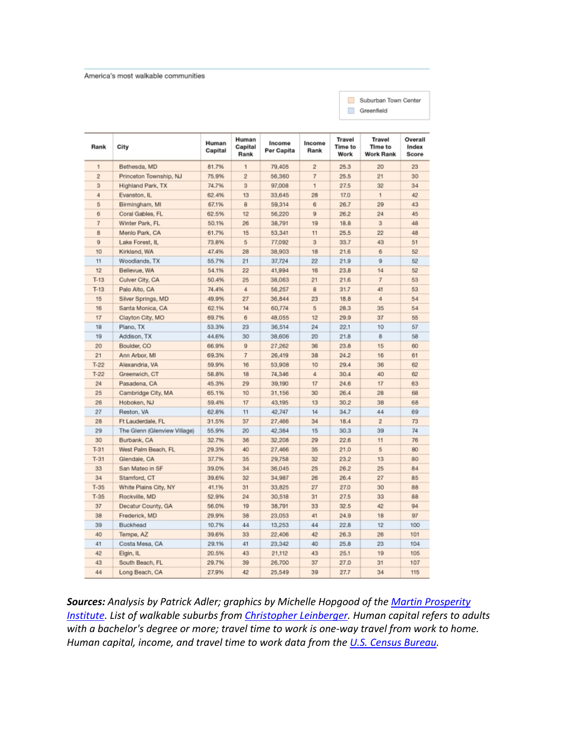America's most walkable communities

Suburban Town Center
Greenfield

| Rank | City | Human Capital | Human Capital Rank | Income Per Capita | Income Rank | Travel Time to Work | Travel Time to Work Rank | Overall Index Score |
|---|---|---|---|---|---|---|---|---|
| 1 | Bethesda, MD | 81.7% | 1 | 79,405 | 2 | 25.3 | 20 | 23 |
| 2 | Princeton Township, NJ | 75.9% | 2 | 56,360 | 7 | 25.5 | 21 | 30 |
| 3 | Highland Park, TX | 74.7% | 3 | 97,008 | 1 | 27.5 | 32 | 34 |
| 4 | Evanston, IL | 62.4% | 13 | 33,645 | 28 | 17.0 | 1 | 42 |
| 5 | Birmingham, MI | 67.1% | 8 | 59,314 | 6 | 26.7 | 29 | 43 |
| 6 | Coral Gables, FL | 62.5% | 12 | 56,220 | 9 | 26.2 | 24 | 45 |
| 7 | Winter Park, FL | 50.1% | 26 | 38,791 | 19 | 18.8 | 3 | 48 |
| 8 | Menlo Park, CA | 61.7% | 15 | 53,341 | 11 | 25.5 | 22 | 48 |
| 9 | Lake Forest, IL | 73.8% | 5 | 77,092 | 3 | 33.7 | 43 | 51 |
| 10 | Kirkland, WA | 47.4% | 28 | 38,903 | 18 | 21.6 | 6 | 52 |
| 11 | Woodlands, TX | 55.7% | 21 | 37,724 | 22 | 21.9 | 9 | 52 |
| 12 | Bellevue, WA | 54.1% | 22 | 41,994 | 16 | 23.8 | 14 | 52 |
| T-13 | Culver City, CA | 50.4% | 25 | 38,063 | 21 | 21.6 | 7 | 53 |
| T-13 | Palo Alto, CA | 74.4% | 4 | 56,257 | 8 | 31.7 | 41 | 53 |
| 15 | Silver Springs, MD | 49.9% | 27 | 36,844 | 23 | 18.8 | 4 | 54 |
| 16 | Santa Monica, CA | 62.1% | 14 | 60,774 | 5 | 28.3 | 35 | 54 |
| 17 | Clayton City, MO | 69.7% | 6 | 48,055 | 12 | 29.9 | 37 | 55 |
| 18 | Plano, TX | 53.3% | 23 | 36,514 | 24 | 22.1 | 10 | 57 |
| 19 | Addison, TX | 44.6% | 30 | 38,606 | 20 | 21.8 | 8 | 58 |
| 20 | Boulder, CO | 66.9% | 9 | 27,262 | 36 | 23.8 | 15 | 60 |
| 21 | Ann Arbor, MI | 69.3% | 7 | 26,419 | 38 | 24.2 | 16 | 61 |
| T-22 | Alexandria, VA | 59.9% | 16 | 53,908 | 10 | 29.4 | 36 | 62 |
| T-22 | Greenwich, CT | 58.8% | 18 | 74,346 | 4 | 30.4 | 40 | 62 |
| 24 | Pasadena, CA | 45.3% | 29 | 39,190 | 17 | 24.6 | 17 | 63 |
| 25 | Cambridge City, MA | 65.1% | 10 | 31,156 | 30 | 26.4 | 28 | 68 |
| 26 | Hoboken, NJ | 59.4% | 17 | 43,195 | 13 | 30.2 | 38 | 68 |
| 27 | Reston, VA | 62.8% | 11 | 42,747 | 14 | 34.7 | 44 | 69 |
| 28 | Ft Lauderdale, FL | 31.5% | 37 | 27,466 | 34 | 18.4 | 2 | 73 |
| 29 | The Glenn (Glenview Village) | 55.9% | 20 | 42,384 | 15 | 30.3 | 39 | 74 |
| 30 | Burbank, CA | 32.7% | 36 | 32,208 | 29 | 22.6 | 11 | 76 |
| T-31 | West Palm Beach, FL | 29.3% | 40 | 27,466 | 35 | 21.0 | 5 | 80 |
| T-31 | Glendale, CA | 37.7% | 35 | 29,758 | 32 | 23.2 | 13 | 80 |
| 33 | San Mateo in SF | 39.0% | 34 | 36,045 | 25 | 26.2 | 25 | 84 |
| 34 | Stamford, CT | 39.6% | 32 | 34,987 | 26 | 26.4 | 27 | 85 |
| T-35 | White Plains City, NY | 41.1% | 31 | 33,825 | 27 | 27.0 | 30 | 88 |
| T-35 | Rockville, MD | 52.9% | 24 | 30,518 | 31 | 27.5 | 33 | 88 |
| 37 | Decatur County, GA | 56.0% | 19 | 38,791 | 33 | 32.5 | 42 | 94 |
| 38 | Frederick, MD | 29.9% | 38 | 23,053 | 41 | 24.9 | 18 | 97 |
| 39 | Buckhead | 10.7% | 44 | 13,253 | 44 | 22.8 | 12 | 100 |
| 40 | Tempe, AZ | 39.6% | 33 | 22,406 | 42 | 26.3 | 26 | 101 |
| 41 | Costa Mesa, CA | 29.1% | 41 | 23,342 | 40 | 25.8 | 23 | 104 |
| 42 | Elgin, IL | 20.5% | 43 | 21,112 | 43 | 25.1 | 19 | 105 |
| 43 | South Beach, FL | 29.7% | 39 | 26,700 | 37 | 27.0 | 31 | 107 |
| 44 | Long Beach, CA | 27.9% | 42 | 25,549 | 39 | 27.7 | 34 | 115 |

***Sources:*** *Analysis by Patrick Adler; graphics by Michelle Hopgood of the Martin Prosperity Institute. List of walkable suburbs from Christopher Leinberger. Human capital refers to adults with a bachelor's degree or more; travel time to work is one-way travel from work to home. Human capital, income, and travel time to work data from the U.S. Census Bureau.*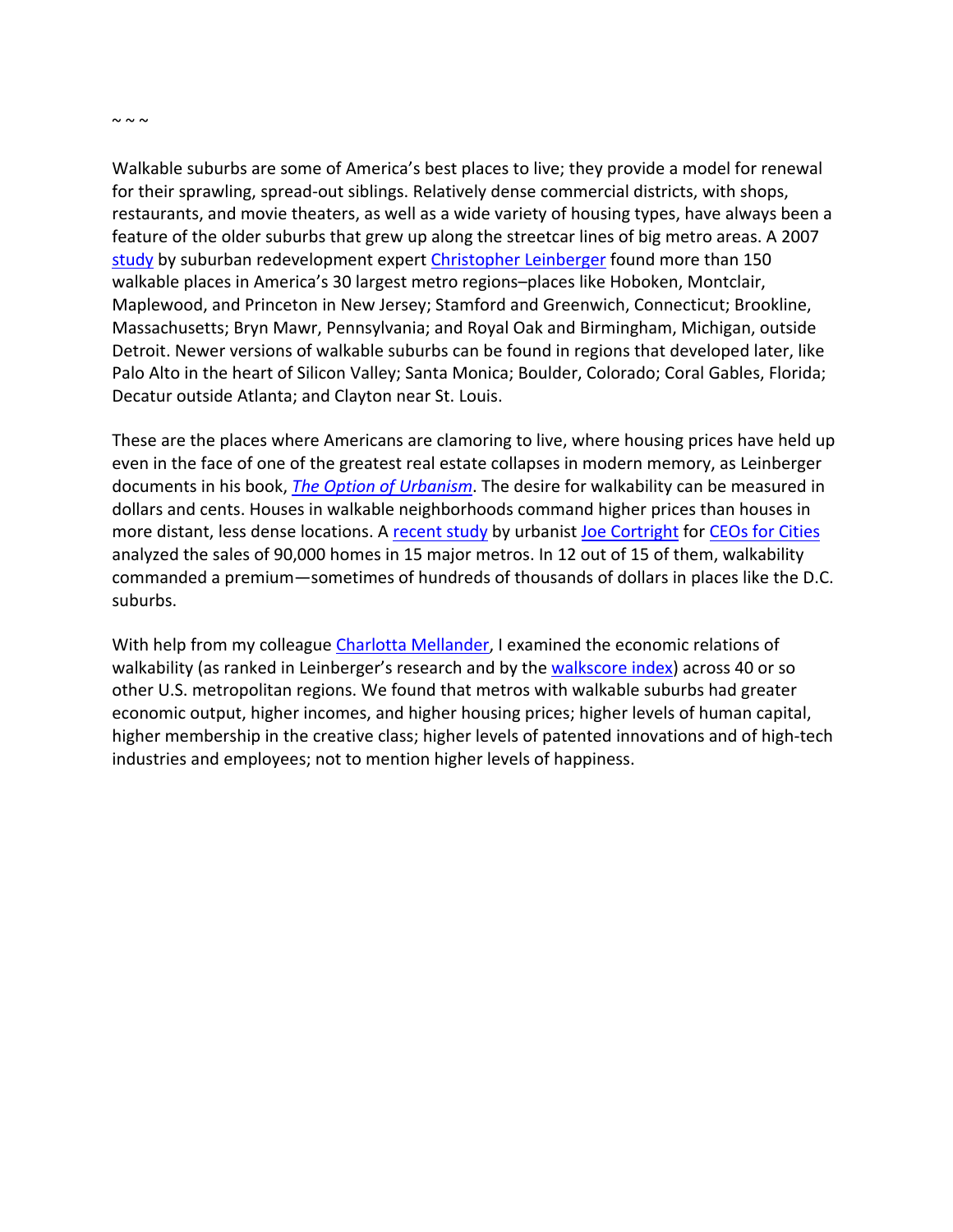~ ~ ~

Walkable suburbs are some of America's best places to live; they provide a model for renewal for their sprawling, spread-out siblings. Relatively dense commercial districts, with shops, restaurants, and movie theaters, as well as a wide variety of housing types, have always been a feature of the older suburbs that grew up along the streetcar lines of big metro areas. A 2007 study by suburban redevelopment expert Christopher Leinberger found more than 150 walkable places in America's 30 largest metro regions–places like Hoboken, Montclair, Maplewood, and Princeton in New Jersey; Stamford and Greenwich, Connecticut; Brookline, Massachusetts; Bryn Mawr, Pennsylvania; and Royal Oak and Birmingham, Michigan, outside Detroit. Newer versions of walkable suburbs can be found in regions that developed later, like Palo Alto in the heart of Silicon Valley; Santa Monica; Boulder, Colorado; Coral Gables, Florida; Decatur outside Atlanta; and Clayton near St. Louis.

These are the places where Americans are clamoring to live, where housing prices have held up even in the face of one of the greatest real estate collapses in modern memory, as Leinberger documents in his book, *The Option of Urbanism*. The desire for walkability can be measured in dollars and cents. Houses in walkable neighborhoods command higher prices than houses in more distant, less dense locations. A recent study by urbanist Joe Cortright for CEOs for Cities analyzed the sales of 90,000 homes in 15 major metros. In 12 out of 15 of them, walkability commanded a premium—sometimes of hundreds of thousands of dollars in places like the D.C. suburbs.

With help from my colleague Charlotta Mellander, I examined the economic relations of walkability (as ranked in Leinberger's research and by the walkscore index) across 40 or so other U.S. metropolitan regions. We found that metros with walkable suburbs had greater economic output, higher incomes, and higher housing prices; higher levels of human capital, higher membership in the creative class; higher levels of patented innovations and of high-tech industries and employees; not to mention higher levels of happiness.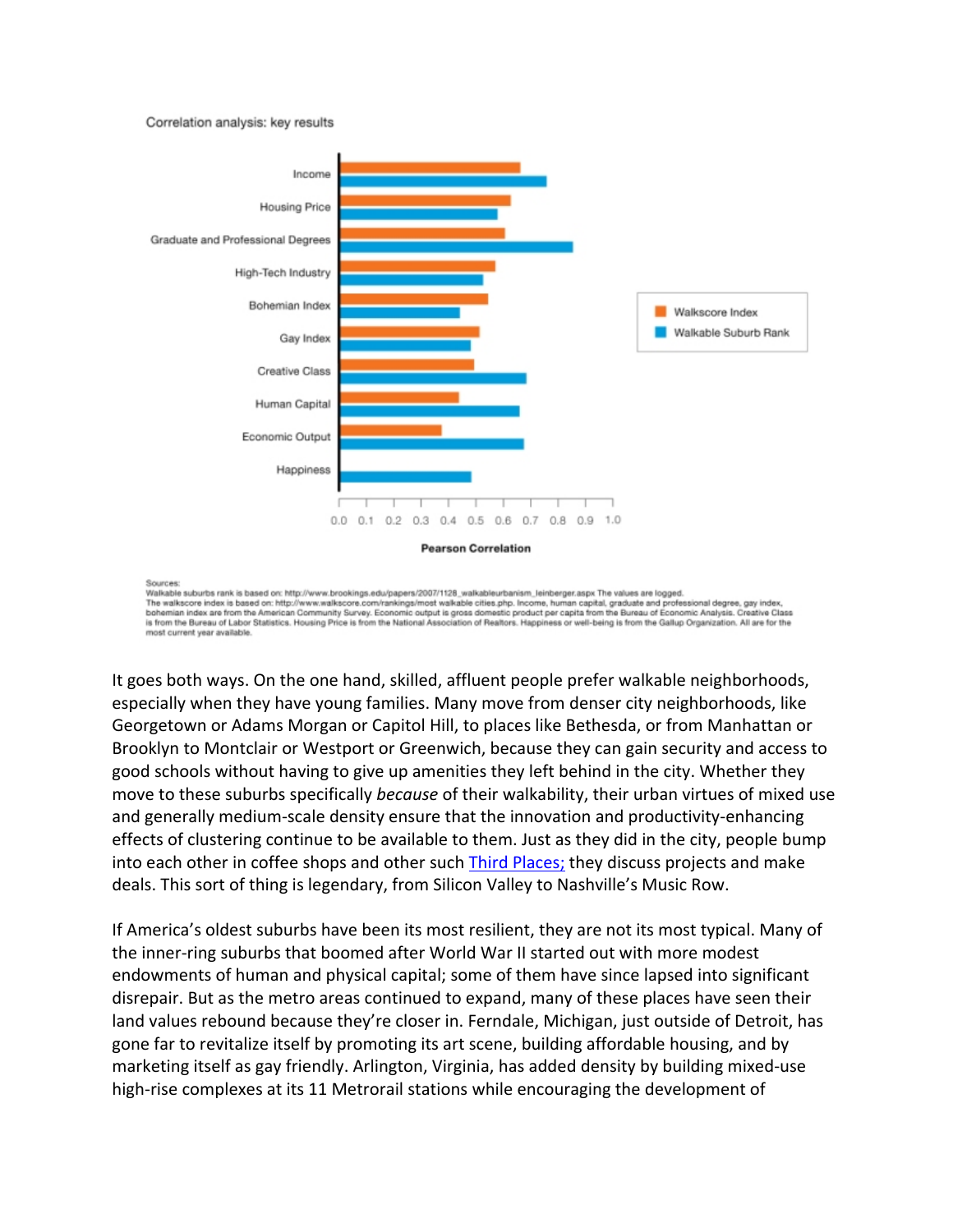Correlation analysis: key results

Sources:
Walkable suburbs rank is based on: http://www.brookings.edu/papers/2007/1128_walkableurbanism_leinberger.aspx The values are logged.
The walkscore index is based on: http://www.walkscore.com/rankings/most walkable cities.php. Income, human capital, graduate and professional degree, gay index, bohemian index are from the American Community Survey. Economic output is gross domestic product per capita from the Bureau of Economic Analysis. Creative Class is from the Bureau of Labor Statistics. Housing Price is from the National Association of Realtors. Happiness or well-being is from the Gallup Organization. All are for the most current year available.

It goes both ways. On the one hand, skilled, affluent people prefer walkable neighborhoods, especially when they have young families. Many move from denser city neighborhoods, like Georgetown or Adams Morgan or Capitol Hill, to places like Bethesda, or from Manhattan or Brooklyn to Montclair or Westport or Greenwich, because they can gain security and access to good schools without having to give up amenities they left behind in the city. Whether they move to these suburbs specifically *because* of their walkability, their urban virtues of mixed use and generally medium-scale density ensure that the innovation and productivity-enhancing effects of clustering continue to be available to them. Just as they did in the city, people bump into each other in coffee shops and other such Third Places; they discuss projects and make deals. This sort of thing is legendary, from Silicon Valley to Nashville's Music Row.

If America's oldest suburbs have been its most resilient, they are not its most typical. Many of the inner-ring suburbs that boomed after World War II started out with more modest endowments of human and physical capital; some of them have since lapsed into significant disrepair. But as the metro areas continued to expand, many of these places have seen their land values rebound because they're closer in. Ferndale, Michigan, just outside of Detroit, has gone far to revitalize itself by promoting its art scene, building affordable housing, and by marketing itself as gay friendly. Arlington, Virginia, has added density by building mixed-use high-rise complexes at its 11 Metrorail stations while encouraging the development of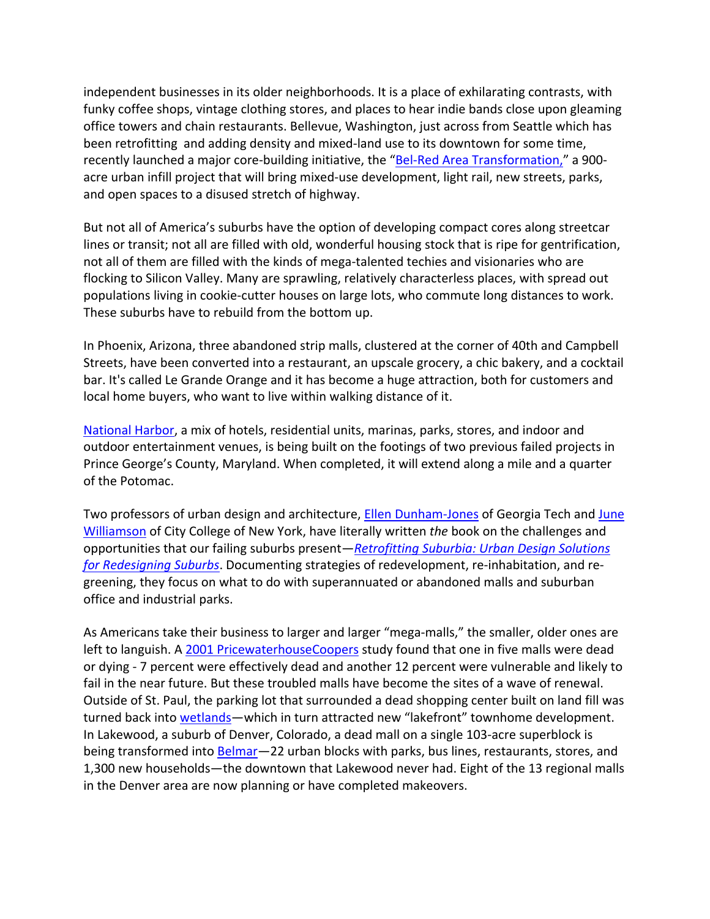independent businesses in its older neighborhoods. It is a place of exhilarating contrasts, with funky coffee shops, vintage clothing stores, and places to hear indie bands close upon gleaming office towers and chain restaurants. Bellevue, Washington, just across from Seattle which has been retrofitting and adding density and mixed-land use to its downtown for some time, recently launched a major core-building initiative, the "Bel-Red Area Transformation," a 900-acre urban infill project that will bring mixed-use development, light rail, new streets, parks, and open spaces to a disused stretch of highway.

But not all of America's suburbs have the option of developing compact cores along streetcar lines or transit; not all are filled with old, wonderful housing stock that is ripe for gentrification, not all of them are filled with the kinds of mega-talented techies and visionaries who are flocking to Silicon Valley. Many are sprawling, relatively characterless places, with spread out populations living in cookie-cutter houses on large lots, who commute long distances to work. These suburbs have to rebuild from the bottom up.

In Phoenix, Arizona, three abandoned strip malls, clustered at the corner of 40th and Campbell Streets, have been converted into a restaurant, an upscale grocery, a chic bakery, and a cocktail bar. It's called Le Grande Orange and it has become a huge attraction, both for customers and local home buyers, who want to live within walking distance of it.

National Harbor, a mix of hotels, residential units, marinas, parks, stores, and indoor and outdoor entertainment venues, is being built on the footings of two previous failed projects in Prince George's County, Maryland. When completed, it will extend along a mile and a quarter of the Potomac.

Two professors of urban design and architecture, Ellen Dunham-Jones of Georgia Tech and June Williamson of City College of New York, have literally written *the* book on the challenges and opportunities that our failing suburbs present—*Retrofitting Suburbia: Urban Design Solutions for Redesigning Suburbs*. Documenting strategies of redevelopment, re-inhabitation, and re-greening, they focus on what to do with superannuated or abandoned malls and suburban office and industrial parks.

As Americans take their business to larger and larger "mega-malls," the smaller, older ones are left to languish. A 2001 PricewaterhouseCoopers study found that one in five malls were dead or dying - 7 percent were effectively dead and another 12 percent were vulnerable and likely to fail in the near future. But these troubled malls have become the sites of a wave of renewal. Outside of St. Paul, the parking lot that surrounded a dead shopping center built on land fill was turned back into wetlands—which in turn attracted new "lakefront" townhome development. In Lakewood, a suburb of Denver, Colorado, a dead mall on a single 103-acre superblock is being transformed into Belmar—22 urban blocks with parks, bus lines, restaurants, stores, and 1,300 new households—the downtown that Lakewood never had. Eight of the 13 regional malls in the Denver area are now planning or have completed makeovers.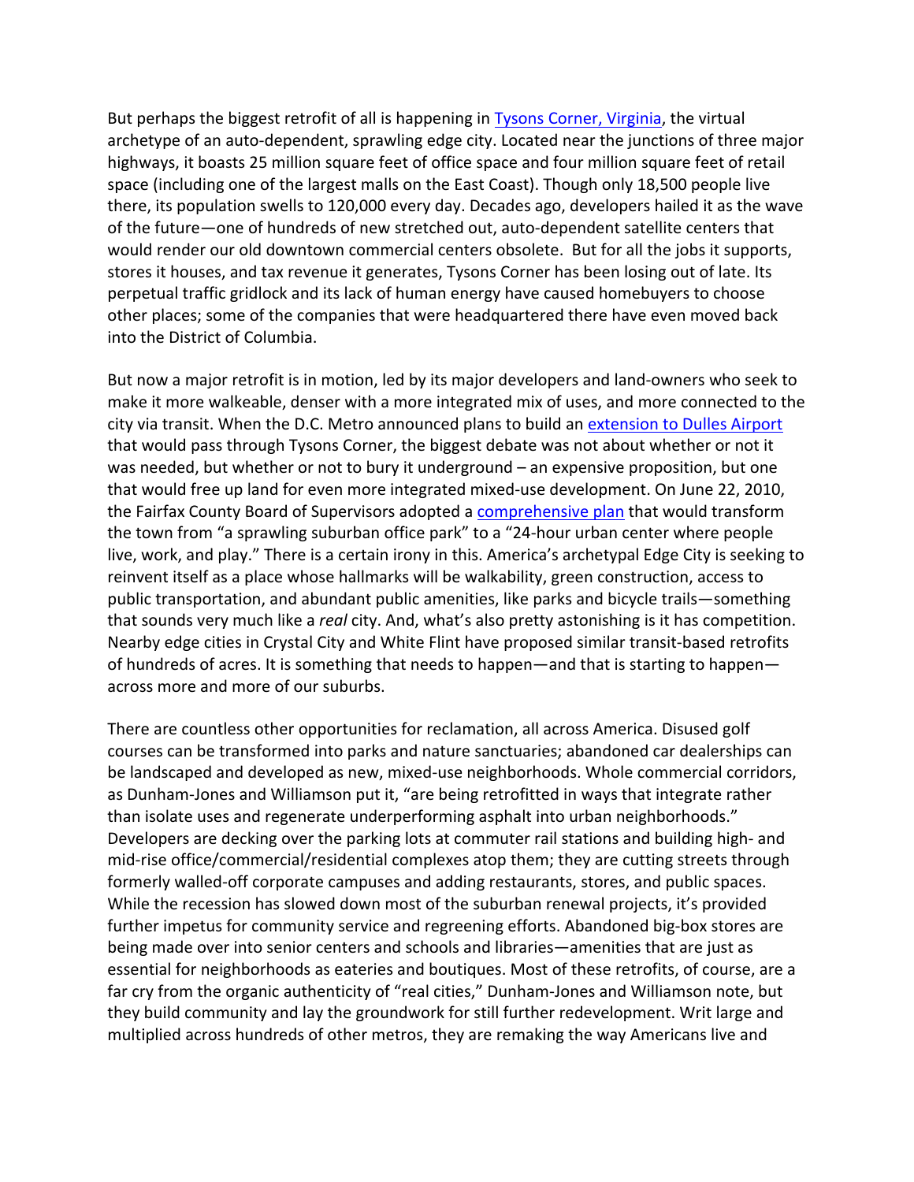But perhaps the biggest retrofit of all is happening in Tysons Corner, Virginia, the virtual archetype of an auto-dependent, sprawling edge city. Located near the junctions of three major highways, it boasts 25 million square feet of office space and four million square feet of retail space (including one of the largest malls on the East Coast). Though only 18,500 people live there, its population swells to 120,000 every day. Decades ago, developers hailed it as the wave of the future—one of hundreds of new stretched out, auto-dependent satellite centers that would render our old downtown commercial centers obsolete. But for all the jobs it supports, stores it houses, and tax revenue it generates, Tysons Corner has been losing out of late. Its perpetual traffic gridlock and its lack of human energy have caused homebuyers to choose other places; some of the companies that were headquartered there have even moved back into the District of Columbia.

But now a major retrofit is in motion, led by its major developers and land-owners who seek to make it more walkeable, denser with a more integrated mix of uses, and more connected to the city via transit. When the D.C. Metro announced plans to build an extension to Dulles Airport that would pass through Tysons Corner, the biggest debate was not about whether or not it was needed, but whether or not to bury it underground – an expensive proposition, but one that would free up land for even more integrated mixed-use development. On June 22, 2010, the Fairfax County Board of Supervisors adopted a comprehensive plan that would transform the town from "a sprawling suburban office park" to a "24-hour urban center where people live, work, and play." There is a certain irony in this. America's archetypal Edge City is seeking to reinvent itself as a place whose hallmarks will be walkability, green construction, access to public transportation, and abundant public amenities, like parks and bicycle trails—something that sounds very much like a *real* city. And, what's also pretty astonishing is it has competition. Nearby edge cities in Crystal City and White Flint have proposed similar transit-based retrofits of hundreds of acres. It is something that needs to happen—and that is starting to happen—across more and more of our suburbs.

There are countless other opportunities for reclamation, all across America. Disused golf courses can be transformed into parks and nature sanctuaries; abandoned car dealerships can be landscaped and developed as new, mixed-use neighborhoods. Whole commercial corridors, as Dunham-Jones and Williamson put it, "are being retrofitted in ways that integrate rather than isolate uses and regenerate underperforming asphalt into urban neighborhoods." Developers are decking over the parking lots at commuter rail stations and building high- and mid-rise office/commercial/residential complexes atop them; they are cutting streets through formerly walled-off corporate campuses and adding restaurants, stores, and public spaces. While the recession has slowed down most of the suburban renewal projects, it's provided further impetus for community service and regreening efforts. Abandoned big-box stores are being made over into senior centers and schools and libraries—amenities that are just as essential for neighborhoods as eateries and boutiques. Most of these retrofits, of course, are a far cry from the organic authenticity of "real cities," Dunham-Jones and Williamson note, but they build community and lay the groundwork for still further redevelopment. Writ large and multiplied across hundreds of other metros, they are remaking the way Americans live and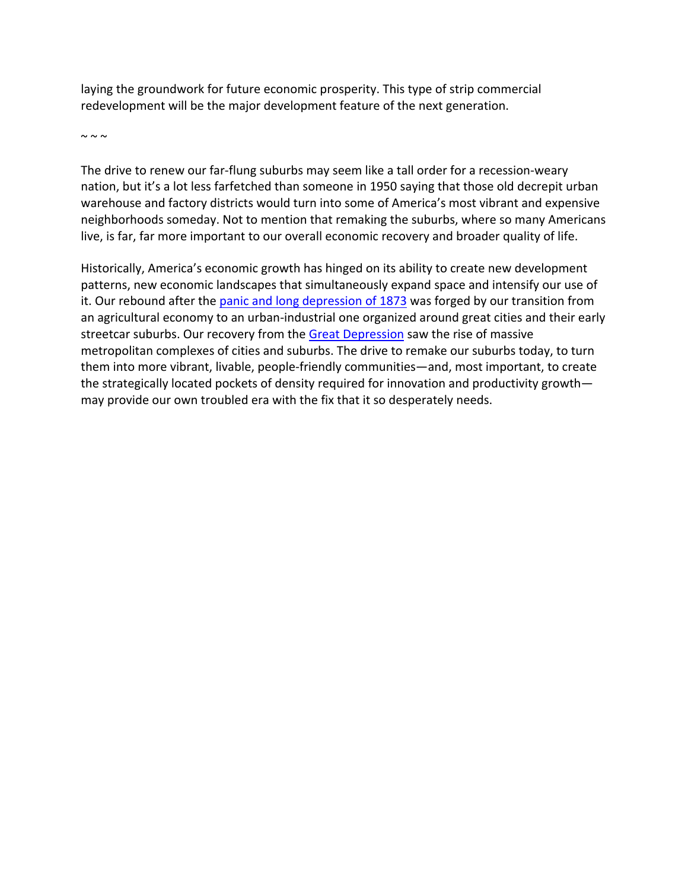laying the groundwork for future economic prosperity. This type of strip commercial redevelopment will be the major development feature of the next generation.

~ ~ ~

The drive to renew our far-flung suburbs may seem like a tall order for a recession-weary nation, but it's a lot less farfetched than someone in 1950 saying that those old decrepit urban warehouse and factory districts would turn into some of America's most vibrant and expensive neighborhoods someday. Not to mention that remaking the suburbs, where so many Americans live, is far, far more important to our overall economic recovery and broader quality of life.

Historically, America's economic growth has hinged on its ability to create new development patterns, new economic landscapes that simultaneously expand space and intensify our use of it. Our rebound after the panic and long depression of 1873 was forged by our transition from an agricultural economy to an urban-industrial one organized around great cities and their early streetcar suburbs. Our recovery from the Great Depression saw the rise of massive metropolitan complexes of cities and suburbs. The drive to remake our suburbs today, to turn them into more vibrant, livable, people-friendly communities—and, most important, to create the strategically located pockets of density required for innovation and productivity growth—may provide our own troubled era with the fix that it so desperately needs.